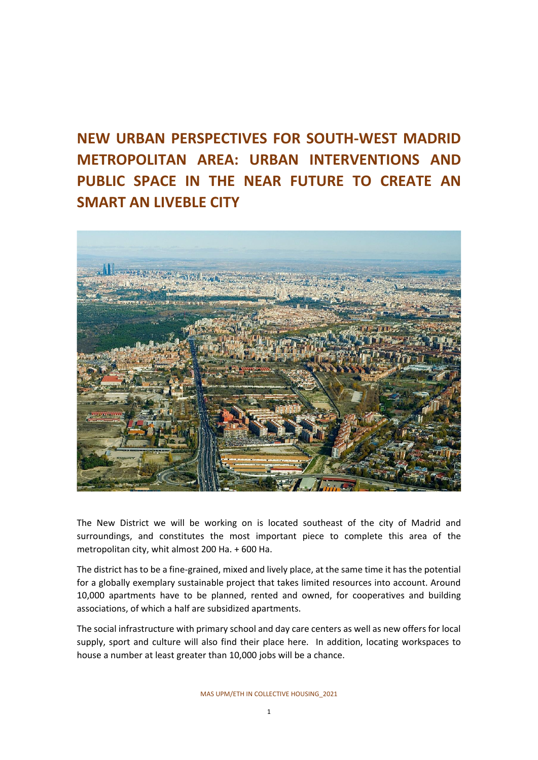# NEW URBAN PERSPECTIVES FOR SOUTH-WEST MADRID METROPOLITAN AREA: URBAN INTERVENTIONS AND PUBLIC SPACE IN THE NEAR FUTURE TO CREATE AN SMART AN LIVEBLE CITY

The New District we will be working on is located southeast of the city of Madrid and surroundings, and constitutes the most important piece to complete this area of the metropolitan city, whit almost 200 Ha. + 600 Ha.

The district has to be a fine-grained, mixed and lively place, at the same time it has the potential for a globally exemplary sustainable project that takes limited resources into account. Around 10,000 apartments have to be planned, rented and owned, for cooperatives and building associations, of which a half are subsidized apartments.

The social infrastructure with primary school and day care centers as well as new offers for local supply, sport and culture will also find their place here. In addition, locating workspaces to house a number at least greater than 10,000 jobs will be a chance.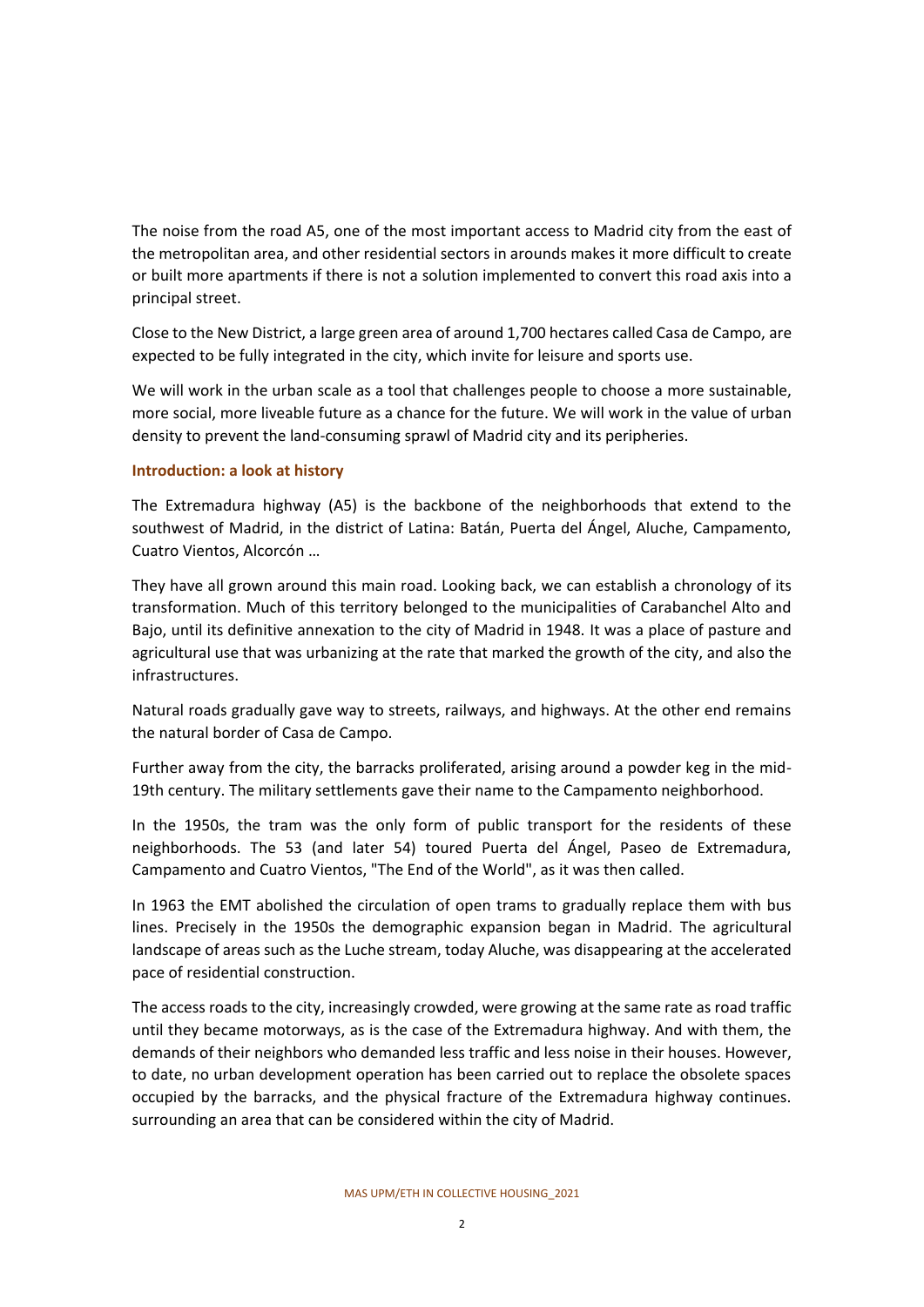The noise from the road A5, one of the most important access to Madrid city from the east of the metropolitan area, and other residential sectors in arounds makes it more difficult to create or built more apartments if there is not a solution implemented to convert this road axis into a principal street.

Close to the New District, a large green area of around 1,700 hectares called Casa de Campo, are expected to be fully integrated in the city, which invite for leisure and sports use.

We will work in the urban scale as a tool that challenges people to choose a more sustainable, more social, more liveable future as a chance for the future. We will work in the value of urban density to prevent the land-consuming sprawl of Madrid city and its peripheries.

## Introduction: a look at history

The Extremadura highway (A5) is the backbone of the neighborhoods that extend to the southwest of Madrid, in the district of Latina: Batán, Puerta del Ángel, Aluche, Campamento, Cuatro Vientos, Alcorcón …

They have all grown around this main road. Looking back, we can establish a chronology of its transformation. Much of this territory belonged to the municipalities of Carabanchel Alto and Bajo, until its definitive annexation to the city of Madrid in 1948. It was a place of pasture and agricultural use that was urbanizing at the rate that marked the growth of the city, and also the infrastructures.

Natural roads gradually gave way to streets, railways, and highways. At the other end remains the natural border of Casa de Campo.

Further away from the city, the barracks proliferated, arising around a powder keg in the mid-19th century. The military settlements gave their name to the Campamento neighborhood.

In the 1950s, the tram was the only form of public transport for the residents of these neighborhoods. The 53 (and later 54) toured Puerta del Ángel, Paseo de Extremadura, Campamento and Cuatro Vientos, "The End of the World", as it was then called.

In 1963 the EMT abolished the circulation of open trams to gradually replace them with bus lines. Precisely in the 1950s the demographic expansion began in Madrid. The agricultural landscape of areas such as the Luche stream, today Aluche, was disappearing at the accelerated pace of residential construction.

The access roads to the city, increasingly crowded, were growing at the same rate as road traffic until they became motorways, as is the case of the Extremadura highway. And with them, the demands of their neighbors who demanded less traffic and less noise in their houses. However, to date, no urban development operation has been carried out to replace the obsolete spaces occupied by the barracks, and the physical fracture of the Extremadura highway continues. surrounding an area that can be considered within the city of Madrid.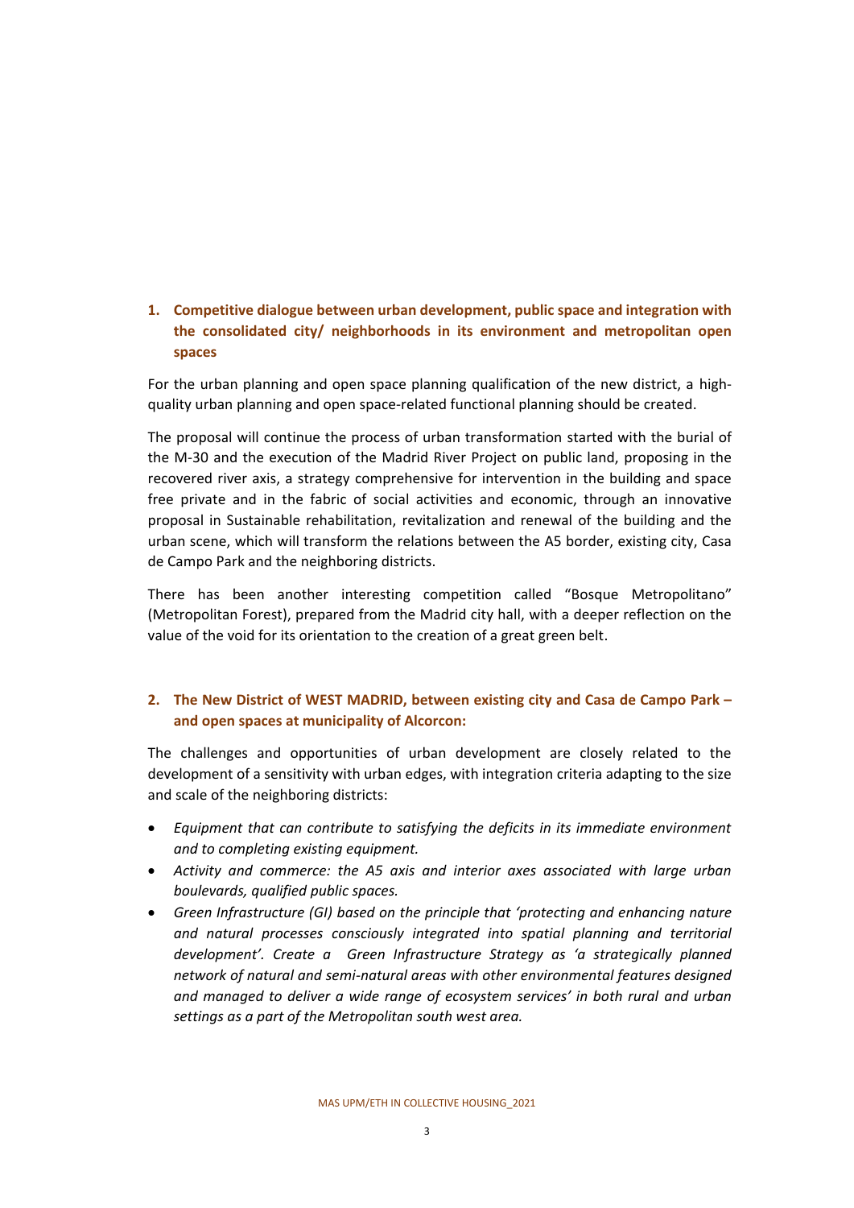1. **Competitive dialogue between urban development, public space and integration with the consolidated city/ neighborhoods in its environment and metropolitan open spaces**

For the urban planning and open space planning qualification of the new district, a high-quality urban planning and open space-related functional planning should be created.

The proposal will continue the process of urban transformation started with the burial of the M-30 and the execution of the Madrid River Project on public land, proposing in the recovered river axis, a strategy comprehensive for intervention in the building and space free private and in the fabric of social activities and economic, through an innovative proposal in Sustainable rehabilitation, revitalization and renewal of the building and the urban scene, which will transform the relations between the A5 border, existing city, Casa de Campo Park and the neighboring districts.

There has been another interesting competition called "Bosque Metropolitano" (Metropolitan Forest), prepared from the Madrid city hall, with a deeper reflection on the value of the void for its orientation to the creation of a great green belt.

2. **The New District of WEST MADRID, between existing city and Casa de Campo Park – and open spaces at municipality of Alcorcon:**

The challenges and opportunities of urban development are closely related to the development of a sensitivity with urban edges, with integration criteria adapting to the size and scale of the neighboring districts:

- *Equipment that can contribute to satisfying the deficits in its immediate environment and to completing existing equipment.*
- *Activity and commerce: the A5 axis and interior axes associated with large urban boulevards, qualified public spaces.*
- *Green Infrastructure (GI) based on the principle that 'protecting and enhancing nature and natural processes consciously integrated into spatial planning and territorial development'. Create a Green Infrastructure Strategy as 'a strategically planned network of natural and semi-natural areas with other environmental features designed and managed to deliver a wide range of ecosystem services' in both rural and urban settings as a part of the Metropolitan south west area.*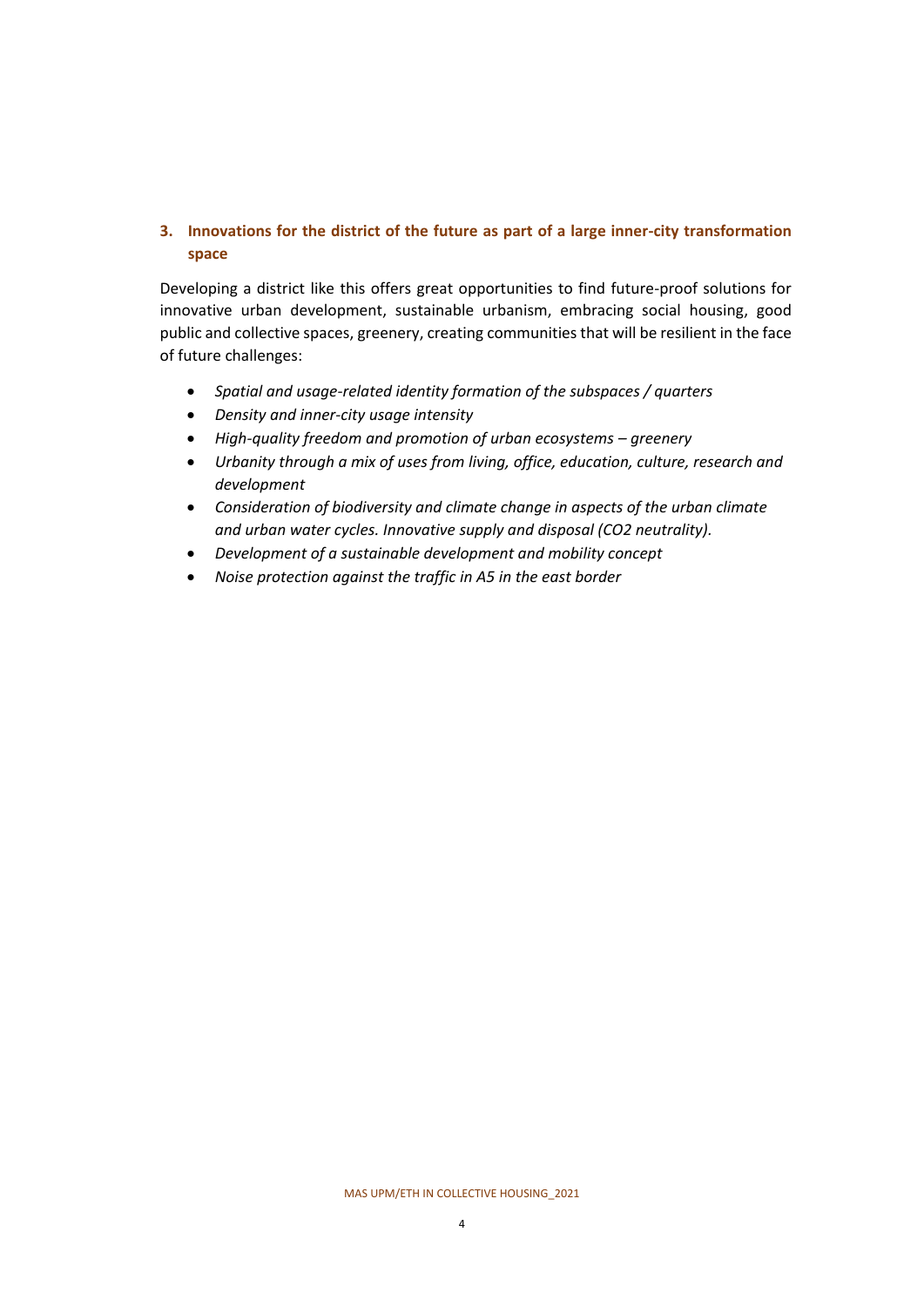## 3. Innovations for the district of the future as part of a large inner-city transformation space

Developing a district like this offers great opportunities to find future-proof solutions for innovative urban development, sustainable urbanism, embracing social housing, good public and collective spaces, greenery, creating communities that will be resilient in the face of future challenges:

- *Spatial and usage-related identity formation of the subspaces / quarters*
- *Density and inner-city usage intensity*
- *High-quality freedom and promotion of urban ecosystems – greenery*
- *Urbanity through a mix of uses from living, office, education, culture, research and development*
- *Consideration of biodiversity and climate change in aspects of the urban climate and urban water cycles. Innovative supply and disposal (CO2 neutrality).*
- *Development of a sustainable development and mobility concept*
- *Noise protection against the traffic in A5 in the east border*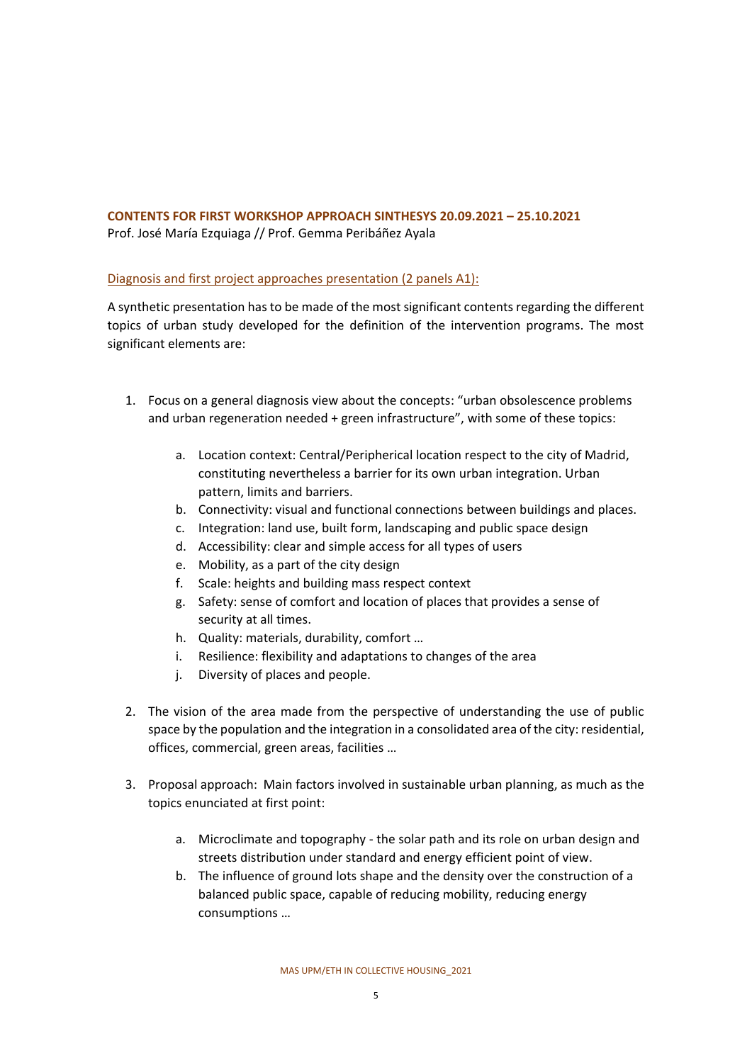**CONTENTS FOR FIRST WORKSHOP APPROACH SINTHESYS 20.09.2021 – 25.10.2021**
Prof. José María Ezquiaga // Prof. Gemma Peribáñez Ayala

Diagnosis and first project approaches presentation (2 panels A1):

A synthetic presentation has to be made of the most significant contents regarding the different topics of urban study developed for the definition of the intervention programs. The most significant elements are:

1. Focus on a general diagnosis view about the concepts: "urban obsolescence problems and urban regeneration needed + green infrastructure", with some of these topics:

    a. Location context: Central/Peripherical location respect to the city of Madrid, constituting nevertheless a barrier for its own urban integration. Urban pattern, limits and barriers.
    b. Connectivity: visual and functional connections between buildings and places.
    c. Integration: land use, built form, landscaping and public space design
    d. Accessibility: clear and simple access for all types of users
    e. Mobility, as a part of the city design
    f. Scale: heights and building mass respect context
    g. Safety: sense of comfort and location of places that provides a sense of security at all times.
    h. Quality: materials, durability, comfort …
    i. Resilience: flexibility and adaptations to changes of the area
    j. Diversity of places and people.

2. The vision of the area made from the perspective of understanding the use of public space by the population and the integration in a consolidated area of the city: residential, offices, commercial, green areas, facilities …

3. Proposal approach: Main factors involved in sustainable urban planning, as much as the topics enunciated at first point:

    a. Microclimate and topography - the solar path and its role on urban design and streets distribution under standard and energy efficient point of view.
    b. The influence of ground lots shape and the density over the construction of a balanced public space, capable of reducing mobility, reducing energy consumptions …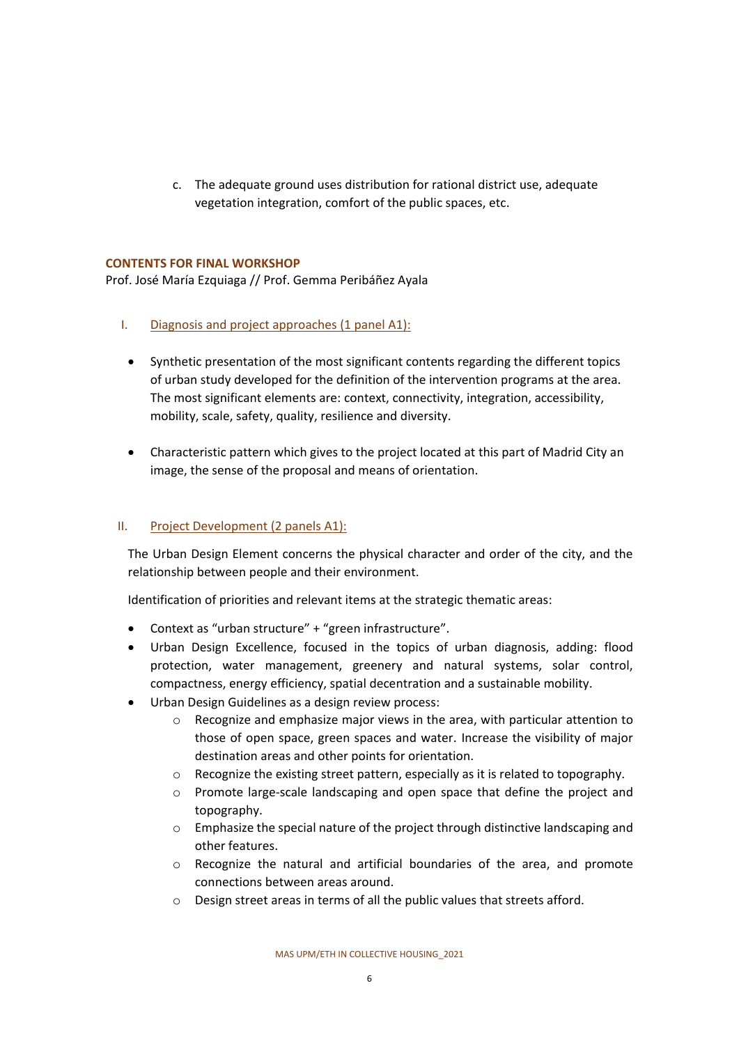c. The adequate ground uses distribution for rational district use, adequate vegetation integration, comfort of the public spaces, etc.

**CONTENTS FOR FINAL WORKSHOP**

Prof. José María Ezquiaga // Prof. Gemma Peribáñez Ayala

I. Diagnosis and project approaches (1 panel A1):

- Synthetic presentation of the most significant contents regarding the different topics of urban study developed for the definition of the intervention programs at the area. The most significant elements are: context, connectivity, integration, accessibility, mobility, scale, safety, quality, resilience and diversity.

- Characteristic pattern which gives to the project located at this part of Madrid City an image, the sense of the proposal and means of orientation.

II. Project Development (2 panels A1):

The Urban Design Element concerns the physical character and order of the city, and the relationship between people and their environment.

Identification of priorities and relevant items at the strategic thematic areas:

- Context as "urban structure" + "green infrastructure".
- Urban Design Excellence, focused in the topics of urban diagnosis, adding: flood protection, water management, greenery and natural systems, solar control, compactness, energy efficiency, spatial decentration and a sustainable mobility.
- Urban Design Guidelines as a design review process:
  - Recognize and emphasize major views in the area, with particular attention to those of open space, green spaces and water. Increase the visibility of major destination areas and other points for orientation.
  - Recognize the existing street pattern, especially as it is related to topography.
  - Promote large-scale landscaping and open space that define the project and topography.
  - Emphasize the special nature of the project through distinctive landscaping and other features.
  - Recognize the natural and artificial boundaries of the area, and promote connections between areas around.
  - Design street areas in terms of all the public values that streets afford.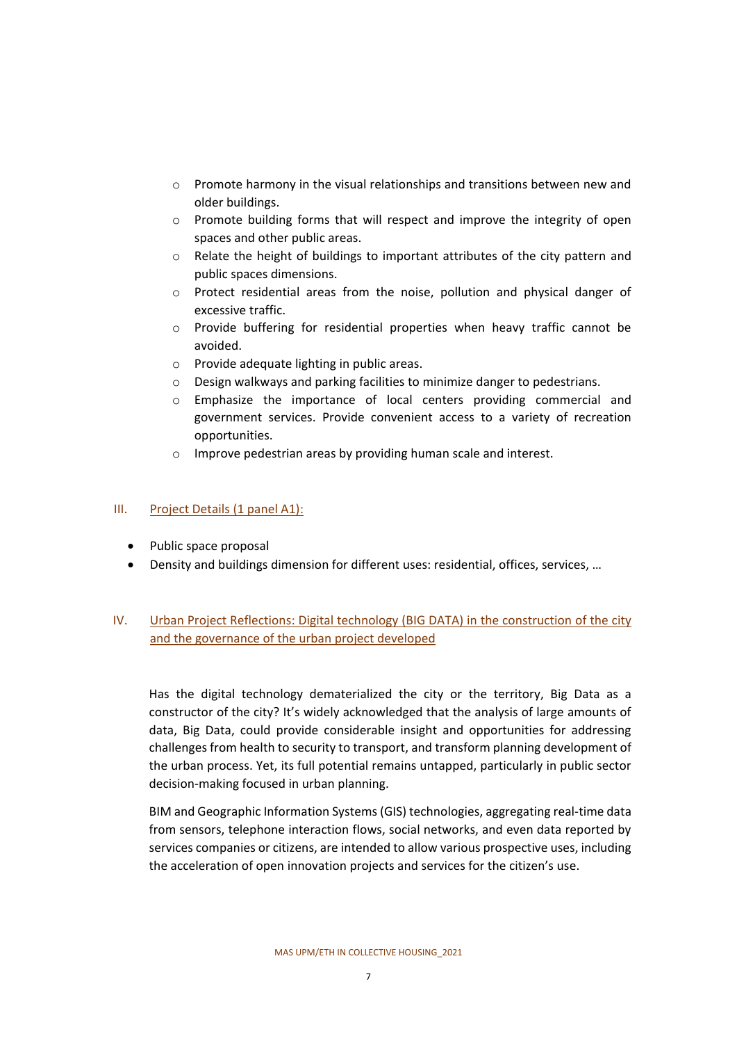- Promote harmony in the visual relationships and transitions between new and older buildings.
- Promote building forms that will respect and improve the integrity of open spaces and other public areas.
- Relate the height of buildings to important attributes of the city pattern and public spaces dimensions.
- Protect residential areas from the noise, pollution and physical danger of excessive traffic.
- Provide buffering for residential properties when heavy traffic cannot be avoided.
- Provide adequate lighting in public areas.
- Design walkways and parking facilities to minimize danger to pedestrians.
- Emphasize the importance of local centers providing commercial and government services. Provide convenient access to a variety of recreation opportunities.
- Improve pedestrian areas by providing human scale and interest.

## III. Project Details (1 panel A1):

- Public space proposal
- Density and buildings dimension for different uses: residential, offices, services, …

## IV. Urban Project Reflections: Digital technology (BIG DATA) in the construction of the city and the governance of the urban project developed

Has the digital technology dematerialized the city or the territory, Big Data as a constructor of the city? It's widely acknowledged that the analysis of large amounts of data, Big Data, could provide considerable insight and opportunities for addressing challenges from health to security to transport, and transform planning development of the urban process. Yet, its full potential remains untapped, particularly in public sector decision-making focused in urban planning.

BIM and Geographic Information Systems (GIS) technologies, aggregating real-time data from sensors, telephone interaction flows, social networks, and even data reported by services companies or citizens, are intended to allow various prospective uses, including the acceleration of open innovation projects and services for the citizen's use.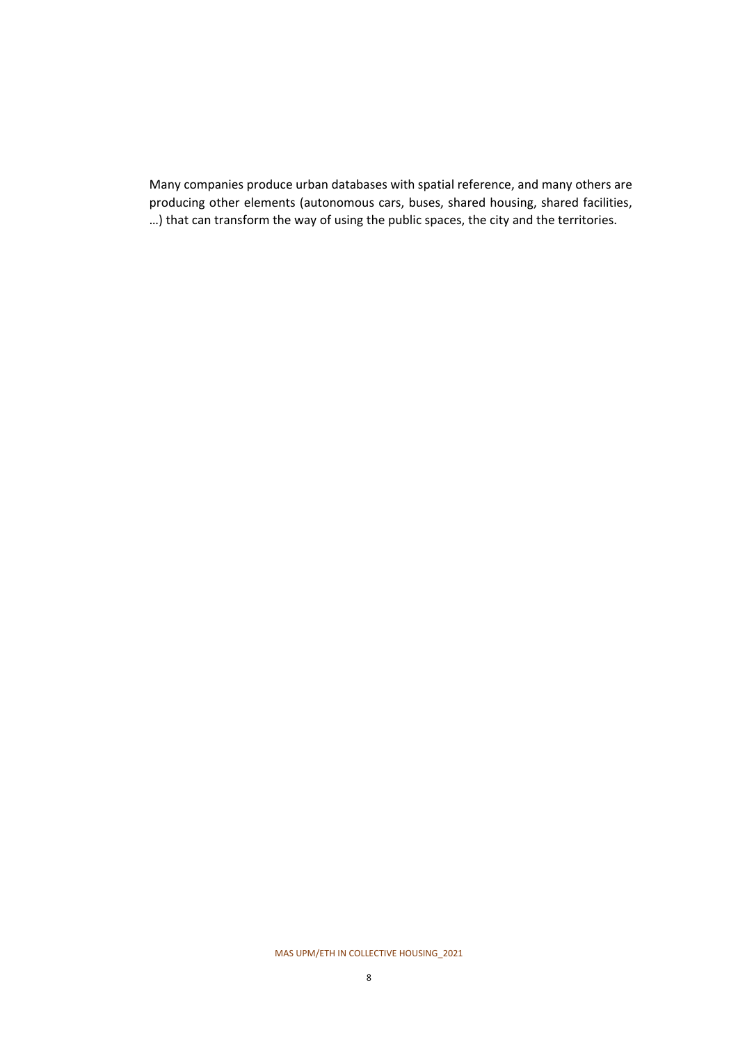Many companies produce urban databases with spatial reference, and many others are producing other elements (autonomous cars, buses, shared housing, shared facilities, …) that can transform the way of using the public spaces, the city and the territories.